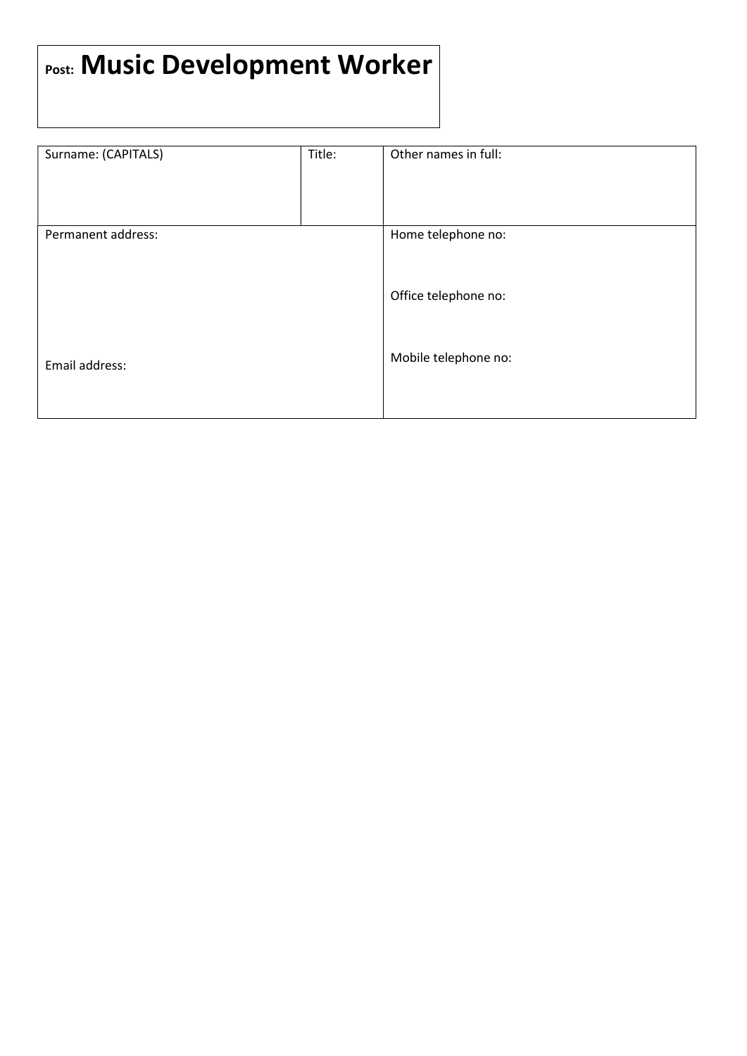**Post:** **Music Development Worker**

| Surname: (CAPITALS) | Title: | Other names in full: |
|---|---|---|
| Permanent address:<br><br><br><br>Email address: | | Home telephone no:<br><br>Office telephone no:<br><br>Mobile telephone no: |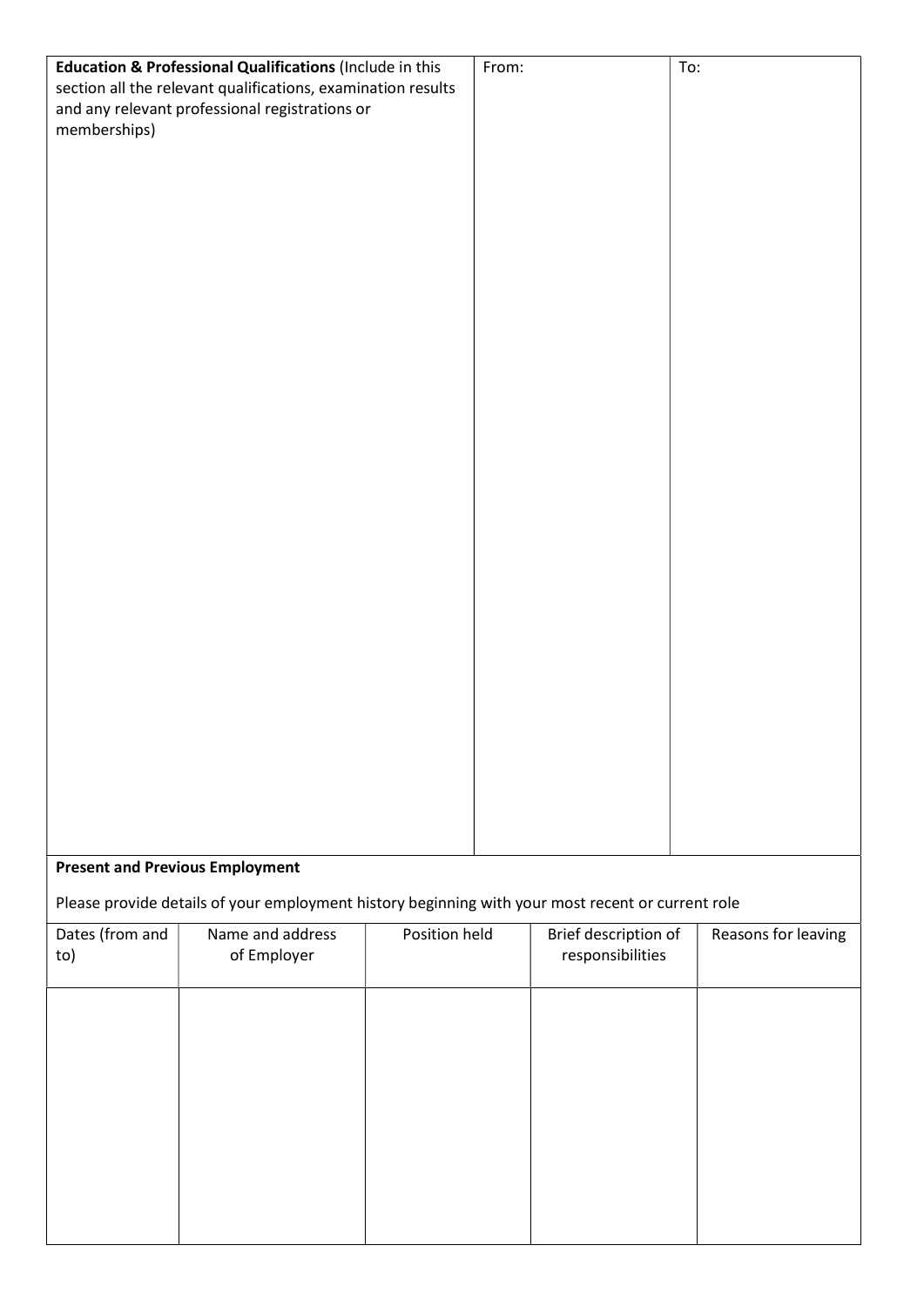| **Education & Professional Qualifications** (Include in this section all the relevant qualifications, examination results and any relevant professional registrations or memberships) | From: | To: |
|---|---|---|
| | | |

**Present and Previous Employment**

Please provide details of your employment history beginning with your most recent or current role

| Dates (from and to) | Name and address of Employer | Position held | Brief description of responsibilities | Reasons for leaving |
|---|---|---|---|---|
| | | | | |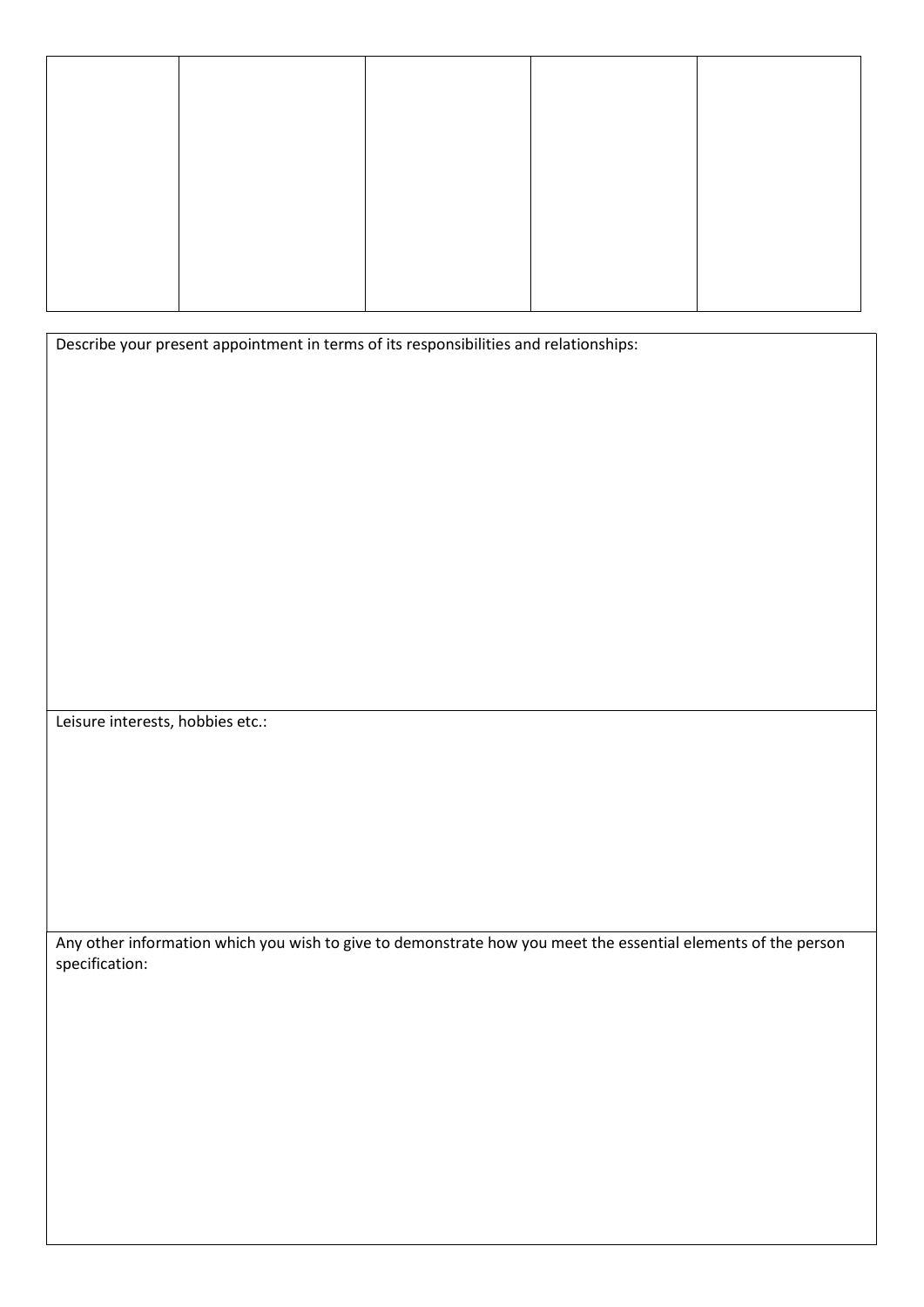| | | | | |
|---|---|---|---|---|
| | | | | |

Describe your present appointment in terms of its responsibilities and relationships:

Leisure interests, hobbies etc.:

Any other information which you wish to give to demonstrate how you meet the essential elements of the person specification: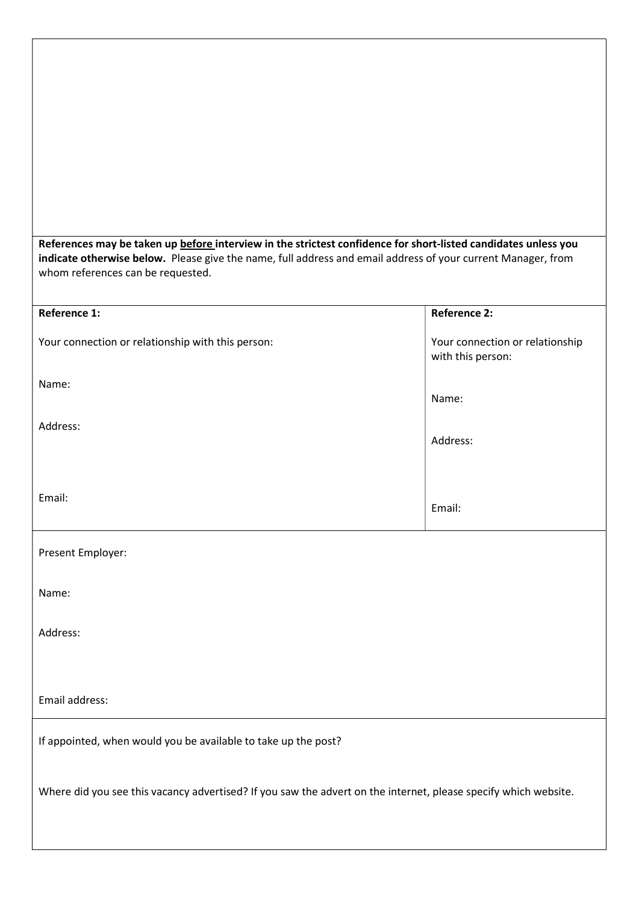**References may be taken up <u>before</u> interview in the strictest confidence for short-listed candidates unless you indicate otherwise below.** Please give the name, full address and email address of your current Manager, from whom references can be requested.

| **Reference 1:** | **Reference 2:** |
|---|---|
| Your connection or relationship with this person: | Your connection or relationship with this person: |
| Name: | Name: |
| Address: | Address: |
| Email: | Email: |

Present Employer:

Name:

Address:

Email address:

If appointed, when would you be available to take up the post?

Where did you see this vacancy advertised? If you saw the advert on the internet, please specify which website.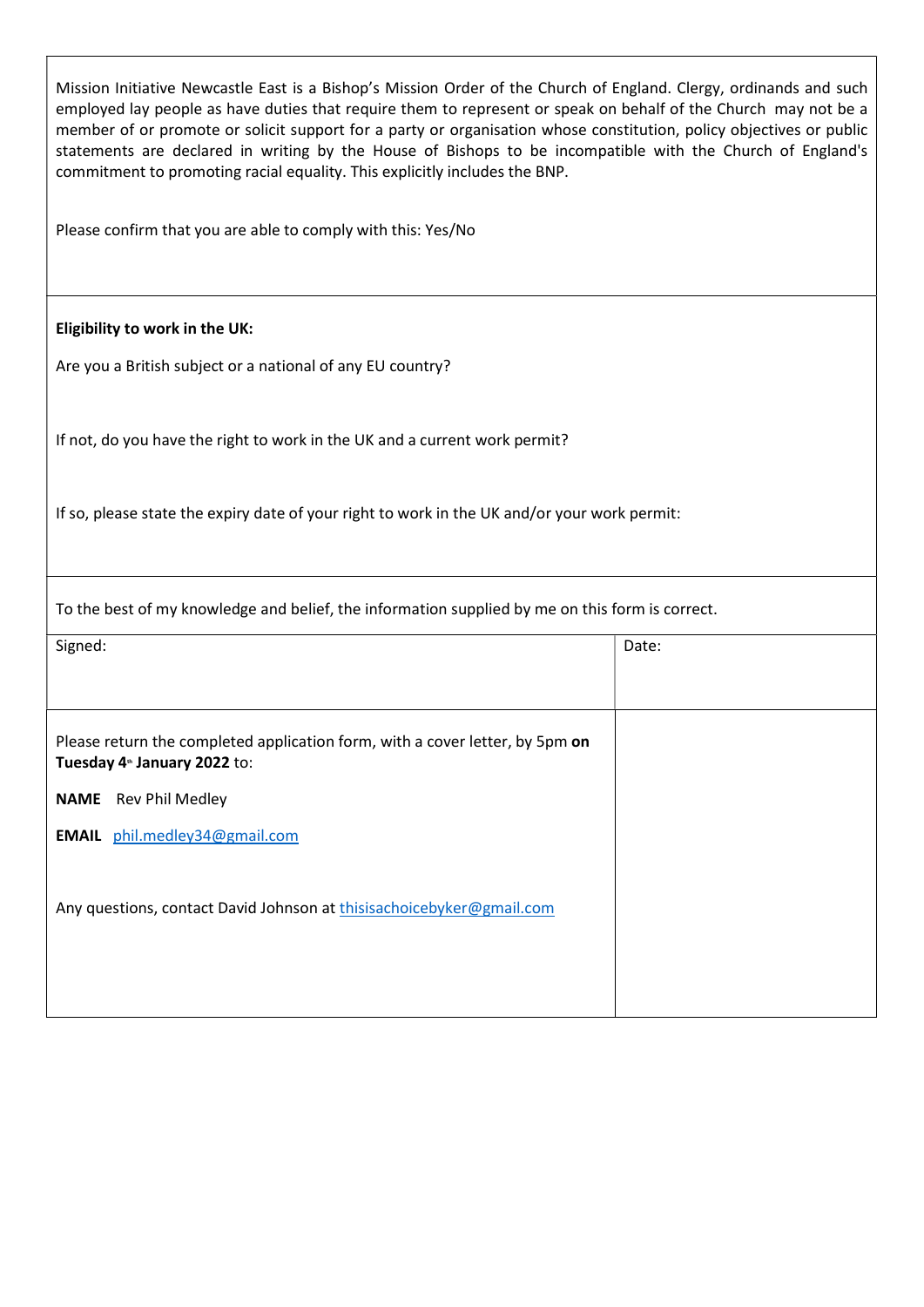Mission Initiative Newcastle East is a Bishop's Mission Order of the Church of England. Clergy, ordinands and such employed lay people as have duties that require them to represent or speak on behalf of the Church may not be a member of or promote or solicit support for a party or organisation whose constitution, policy objectives or public statements are declared in writing by the House of Bishops to be incompatible with the Church of England's commitment to promoting racial equality. This explicitly includes the BNP.

Please confirm that you are able to comply with this: Yes/No

**Eligibility to work in the UK:**

Are you a British subject or a national of any EU country?

If not, do you have the right to work in the UK and a current work permit?

If so, please state the expiry date of your right to work in the UK and/or your work permit:

To the best of my knowledge and belief, the information supplied by me on this form is correct.

| | |
|---|---|
| Signed: | Date: |

Please return the completed application form, with a cover letter, by 5pm **on Tuesday 4th January 2022** to:

**NAME** Rev Phil Medley

**EMAIL** phil.medley34@gmail.com

Any questions, contact David Johnson at thisisachoicebyker@gmail.com